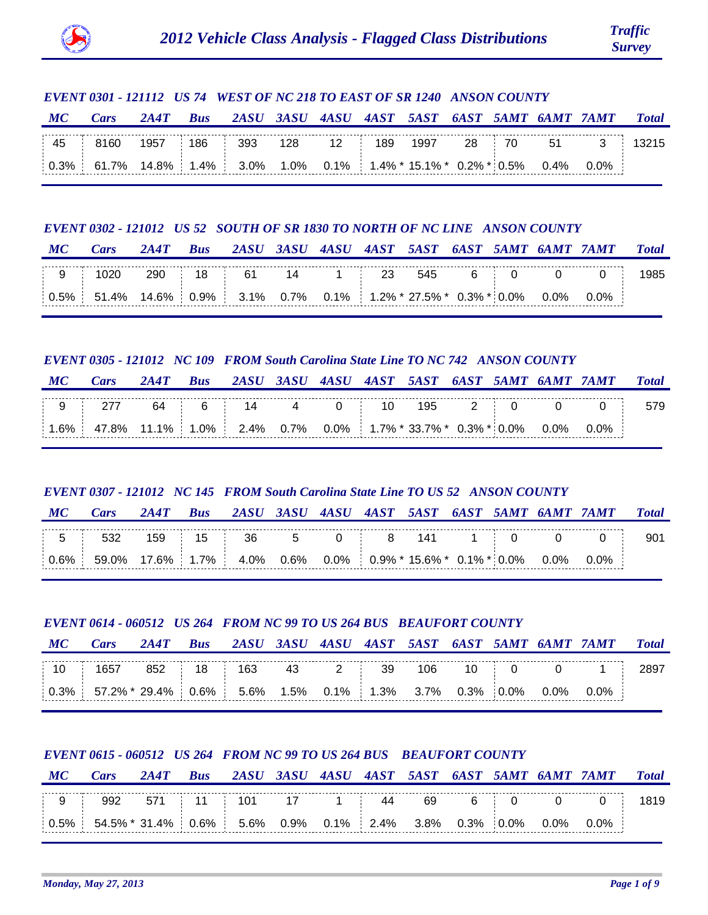# 2012 Vehicle Class Analysis - Flagged Class Distributions

*Traffic Survey*

### EVENT 0301 - 121112 US 74 WEST OF NC 218 TO EAST OF SR 1240 ANSON COUNTY

| MC | Cars | 2A4T | Bus | 2ASU | 3ASU | 4ASU | 4AST | 5AST | 6AST | 5AMT | 6AMT | 7AMT | Total |
|---|---|---|---|---|---|---|---|---|---|---|---|---|---|
| 45 | 8160 | 1957 | 186 | 393 | 128 | 12 | 189 | 1997 | 28 | 70 | 51 | 3 | 13215 |
| 0.3% | 61.7% | 14.8% | 1.4% | 3.0% | 1.0% | 0.1% | 1.4% * | 15.1% * | 0.2% * | 0.5% | 0.4% | 0.0% | |

### EVENT 0302 - 121012 US 52 SOUTH OF SR 1830 TO NORTH OF NC LINE ANSON COUNTY

| MC | Cars | 2A4T | Bus | 2ASU | 3ASU | 4ASU | 4AST | 5AST | 6AST | 5AMT | 6AMT | 7AMT | Total |
|---|---|---|---|---|---|---|---|---|---|---|---|---|---|
| 9 | 1020 | 290 | 18 | 61 | 14 | 1 | 23 | 545 | 6 | 0 | 0 | 0 | 1985 |
| 0.5% | 51.4% | 14.6% | 0.9% | 3.1% | 0.7% | 0.1% | 1.2% * | 27.5% * | 0.3% * | 0.0% | 0.0% | 0.0% | |

### EVENT 0305 - 121012 NC 109 FROM South Carolina State Line TO NC 742 ANSON COUNTY

| MC | Cars | 2A4T | Bus | 2ASU | 3ASU | 4ASU | 4AST | 5AST | 6AST | 5AMT | 6AMT | 7AMT | Total |
|---|---|---|---|---|---|---|---|---|---|---|---|---|---|
| 9 | 277 | 64 | 6 | 14 | 4 | 0 | 10 | 195 | 2 | 0 | 0 | 0 | 579 |
| 1.6% | 47.8% | 11.1% | 1.0% | 2.4% | 0.7% | 0.0% | 1.7% * | 33.7% * | 0.3% * | 0.0% | 0.0% | 0.0% | |

### EVENT 0307 - 121012 NC 145 FROM South Carolina State Line TO US 52 ANSON COUNTY

| MC | Cars | 2A4T | Bus | 2ASU | 3ASU | 4ASU | 4AST | 5AST | 6AST | 5AMT | 6AMT | 7AMT | Total |
|---|---|---|---|---|---|---|---|---|---|---|---|---|---|
| 5 | 532 | 159 | 15 | 36 | 5 | 0 | 8 | 141 | 1 | 0 | 0 | 0 | 901 |
| 0.6% | 59.0% | 17.6% | 1.7% | 4.0% | 0.6% | 0.0% | 0.9% * | 15.6% * | 0.1% * | 0.0% | 0.0% | 0.0% | |

### EVENT 0614 - 060512 US 264 FROM NC 99 TO US 264 BUS BEAUFORT COUNTY

| MC | Cars | 2A4T | Bus | 2ASU | 3ASU | 4ASU | 4AST | 5AST | 6AST | 5AMT | 6AMT | 7AMT | Total |
|---|---|---|---|---|---|---|---|---|---|---|---|---|---|
| 10 | 1657 | 852 | 18 | 163 | 43 | 2 | 39 | 106 | 10 | 0 | 0 | 1 | 2897 |
| 0.3% | 57.2% * | 29.4% | 0.6% | 5.6% | 1.5% | 0.1% | 1.3% | 3.7% | 0.3% | 0.0% | 0.0% | 0.0% | |

### EVENT 0615 - 060512 US 264 FROM NC 99 TO US 264 BUS BEAUFORT COUNTY

| MC | Cars | 2A4T | Bus | 2ASU | 3ASU | 4ASU | 4AST | 5AST | 6AST | 5AMT | 6AMT | 7AMT | Total |
|---|---|---|---|---|---|---|---|---|---|---|---|---|---|
| 9 | 992 | 571 | 11 | 101 | 17 | 1 | 44 | 69 | 6 | 0 | 0 | 0 | 1819 |
| 0.5% | 54.5% * | 31.4% | 0.6% | 5.6% | 0.9% | 0.1% | 2.4% | 3.8% | 0.3% | 0.0% | 0.0% | 0.0% | |

*Monday, May 27, 2013*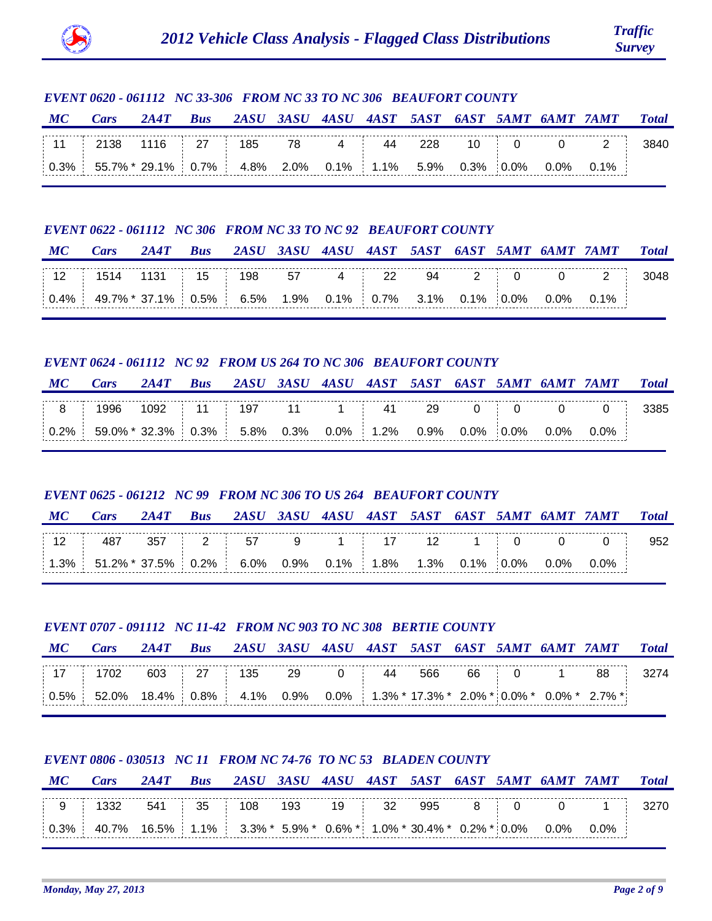# 2012 Vehicle Class Analysis - Flagged Class Distributions

### EVENT 0620 - 061112 NC 33-306 FROM NC 33 TO NC 306 BEAUFORT COUNTY

| MC | Cars | 2A4T | Bus | 2ASU | 3ASU | 4ASU | 4AST | 5AST | 6AST | 5AMT | 6AMT | 7AMT | Total |
|---|---|---|---|---|---|---|---|---|---|---|---|---|---|
| 11 | 2138 | 1116 | 27 | 185 | 78 | 4 | 44 | 228 | 10 | 0 | 0 | 2 | 3840 |
| 0.3% | 55.7% * | 29.1% | 0.7% | 4.8% | 2.0% | 0.1% | 1.1% | 5.9% | 0.3% | 0.0% | 0.0% | 0.1% | |

### EVENT 0622 - 061112 NC 306 FROM NC 33 TO NC 92 BEAUFORT COUNTY

| MC | Cars | 2A4T | Bus | 2ASU | 3ASU | 4ASU | 4AST | 5AST | 6AST | 5AMT | 6AMT | 7AMT | Total |
|---|---|---|---|---|---|---|---|---|---|---|---|---|---|
| 12 | 1514 | 1131 | 15 | 198 | 57 | 4 | 22 | 94 | 2 | 0 | 0 | 2 | 3048 |
| 0.4% | 49.7% * | 37.1% | 0.5% | 6.5% | 1.9% | 0.1% | 0.7% | 3.1% | 0.1% | 0.0% | 0.0% | 0.1% | |

### EVENT 0624 - 061112 NC 92 FROM US 264 TO NC 306 BEAUFORT COUNTY

| MC | Cars | 2A4T | Bus | 2ASU | 3ASU | 4ASU | 4AST | 5AST | 6AST | 5AMT | 6AMT | 7AMT | Total |
|---|---|---|---|---|---|---|---|---|---|---|---|---|---|
| 8 | 1996 | 1092 | 11 | 197 | 11 | 1 | 41 | 29 | 0 | 0 | 0 | 0 | 3385 |
| 0.2% | 59.0% * | 32.3% | 0.3% | 5.8% | 0.3% | 0.0% | 1.2% | 0.9% | 0.0% | 0.0% | 0.0% | 0.0% | |

### EVENT 0625 - 061212 NC 99 FROM NC 306 TO US 264 BEAUFORT COUNTY

| MC | Cars | 2A4T | Bus | 2ASU | 3ASU | 4ASU | 4AST | 5AST | 6AST | 5AMT | 6AMT | 7AMT | Total |
|---|---|---|---|---|---|---|---|---|---|---|---|---|---|
| 12 | 487 | 357 | 2 | 57 | 9 | 1 | 17 | 12 | 1 | 0 | 0 | 0 | 952 |
| 1.3% | 51.2% * | 37.5% | 0.2% | 6.0% | 0.9% | 0.1% | 1.8% | 1.3% | 0.1% | 0.0% | 0.0% | 0.0% | |

### EVENT 0707 - 091112 NC 11-42 FROM NC 903 TO NC 308 BERTIE COUNTY

| MC | Cars | 2A4T | Bus | 2ASU | 3ASU | 4ASU | 4AST | 5AST | 6AST | 5AMT | 6AMT | 7AMT | Total |
|---|---|---|---|---|---|---|---|---|---|---|---|---|---|
| 17 | 1702 | 603 | 27 | 135 | 29 | 0 | 44 | 566 | 66 | 0 | 1 | 88 | 3274 |
| 0.5% | 52.0% | 18.4% | 0.8% | 4.1% | 0.9% | 0.0% | 1.3% * | 17.3% * | 2.0% * | 0.0% * | 0.0% * | 2.7% * | |

### EVENT 0806 - 030513 NC 11 FROM NC 74-76 TO NC 53 BLADEN COUNTY

| MC | Cars | 2A4T | Bus | 2ASU | 3ASU | 4ASU | 4AST | 5AST | 6AST | 5AMT | 6AMT | 7AMT | Total |
|---|---|---|---|---|---|---|---|---|---|---|---|---|---|
| 9 | 1332 | 541 | 35 | 108 | 193 | 19 | 32 | 995 | 8 | 0 | 0 | 1 | 3270 |
| 0.3% | 40.7% | 16.5% | 1.1% | 3.3% * | 5.9% * | 0.6% * | 1.0% * | 30.4% * | 0.2% * | 0.0% | 0.0% | 0.0% | |

*Monday, May 27, 2013*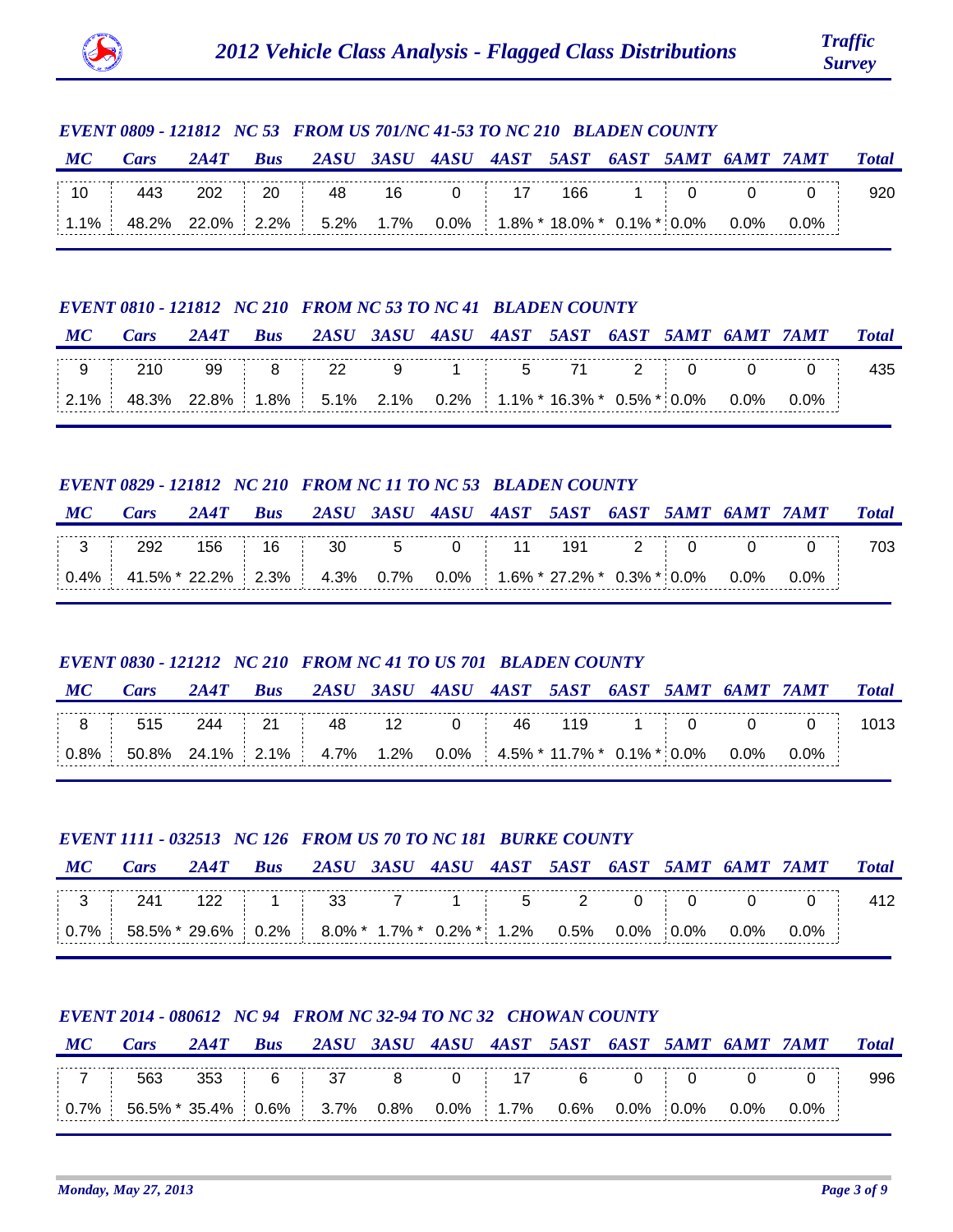## EVENT 0809 - 121812 NC 53 FROM US 701/NC 41-53 TO NC 210 BLADEN COUNTY

| MC | Cars | 2A4T | Bus | 2ASU | 3ASU | 4ASU | 4AST | 5AST | 6AST | 5AMT | 6AMT | 7AMT | Total |
|---|---|---|---|---|---|---|---|---|---|---|---|---|---|
| 10 | 443 | 202 | 20 | 48 | 16 | 0 | 17 | 166 | 1 | 0 | 0 | 0 | 920 |
| 1.1% | 48.2% | 22.0% | 2.2% | 5.2% | 1.7% | 0.0% | 1.8% * | 18.0% * | 0.1% * | 0.0% | 0.0% | 0.0% | |

## EVENT 0810 - 121812 NC 210 FROM NC 53 TO NC 41 BLADEN COUNTY

| MC | Cars | 2A4T | Bus | 2ASU | 3ASU | 4ASU | 4AST | 5AST | 6AST | 5AMT | 6AMT | 7AMT | Total |
|---|---|---|---|---|---|---|---|---|---|---|---|---|---|
| 9 | 210 | 99 | 8 | 22 | 9 | 1 | 5 | 71 | 2 | 0 | 0 | 0 | 435 |
| 2.1% | 48.3% | 22.8% | 1.8% | 5.1% | 2.1% | 0.2% | 1.1% * | 16.3% * | 0.5% * | 0.0% | 0.0% | 0.0% | |

## EVENT 0829 - 121812 NC 210 FROM NC 11 TO NC 53 BLADEN COUNTY

| MC | Cars | 2A4T | Bus | 2ASU | 3ASU | 4ASU | 4AST | 5AST | 6AST | 5AMT | 6AMT | 7AMT | Total |
|---|---|---|---|---|---|---|---|---|---|---|---|---|---|
| 3 | 292 | 156 | 16 | 30 | 5 | 0 | 11 | 191 | 2 | 0 | 0 | 0 | 703 |
| 0.4% | 41.5% * | 22.2% | 2.3% | 4.3% | 0.7% | 0.0% | 1.6% * | 27.2% * | 0.3% * | 0.0% | 0.0% | 0.0% | |

## EVENT 0830 - 121212 NC 210 FROM NC 41 TO US 701 BLADEN COUNTY

| MC | Cars | 2A4T | Bus | 2ASU | 3ASU | 4ASU | 4AST | 5AST | 6AST | 5AMT | 6AMT | 7AMT | Total |
|---|---|---|---|---|---|---|---|---|---|---|---|---|---|
| 8 | 515 | 244 | 21 | 48 | 12 | 0 | 46 | 119 | 1 | 0 | 0 | 0 | 1013 |
| 0.8% | 50.8% | 24.1% | 2.1% | 4.7% | 1.2% | 0.0% | 4.5% * | 11.7% * | 0.1% * | 0.0% | 0.0% | 0.0% | |

## EVENT 1111 - 032513 NC 126 FROM US 70 TO NC 181 BURKE COUNTY

| MC | Cars | 2A4T | Bus | 2ASU | 3ASU | 4ASU | 4AST | 5AST | 6AST | 5AMT | 6AMT | 7AMT | Total |
|---|---|---|---|---|---|---|---|---|---|---|---|---|---|
| 3 | 241 | 122 | 1 | 33 | 7 | 1 | 5 | 2 | 0 | 0 | 0 | 0 | 412 |
| 0.7% | 58.5% * | 29.6% | 0.2% | 8.0% * | 1.7% * | 0.2% * | 1.2% | 0.5% | 0.0% | 0.0% | 0.0% | 0.0% | |

## EVENT 2014 - 080612 NC 94 FROM NC 32-94 TO NC 32 CHOWAN COUNTY

| MC | Cars | 2A4T | Bus | 2ASU | 3ASU | 4ASU | 4AST | 5AST | 6AST | 5AMT | 6AMT | 7AMT | Total |
|---|---|---|---|---|---|---|---|---|---|---|---|---|---|
| 7 | 563 | 353 | 6 | 37 | 8 | 0 | 17 | 6 | 0 | 0 | 0 | 0 | 996 |
| 0.7% | 56.5% * | 35.4% | 0.6% | 3.7% | 0.8% | 0.0% | 1.7% | 0.6% | 0.0% | 0.0% | 0.0% | 0.0% | |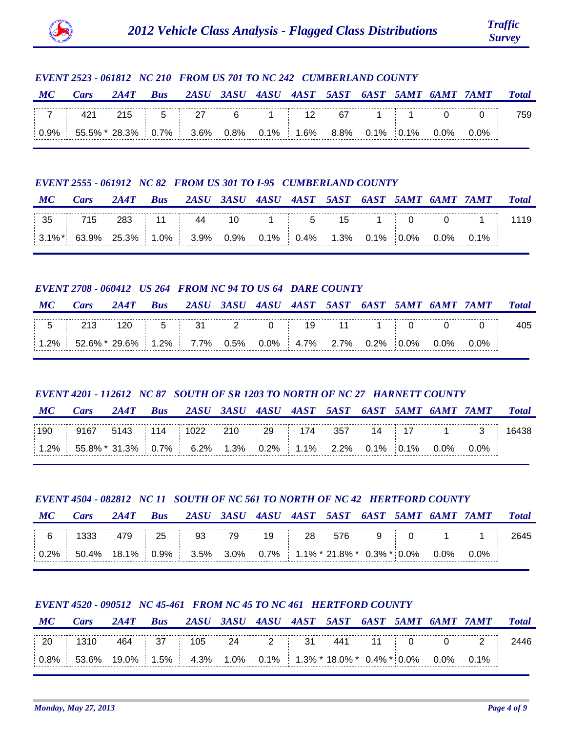# 2012 Vehicle Class Analysis - Flagged Class Distributions

### EVENT 2523 - 061812 NC 210 FROM US 701 TO NC 242 CUMBERLAND COUNTY

| MC | Cars | 2A4T | Bus | 2ASU | 3ASU | 4ASU | 4AST | 5AST | 6AST | 5AMT | 6AMT | 7AMT | Total |
|---|---|---|---|---|---|---|---|---|---|---|---|---|---|
| 7 | 421 | 215 | 5 | 27 | 6 | 1 | 12 | 67 | 1 | 1 | 0 | 0 | 759 |
| 0.9% | 55.5% * | 28.3% | 0.7% | 3.6% | 0.8% | 0.1% | 1.6% | 8.8% | 0.1% | 0.1% | 0.0% | 0.0% | |

### EVENT 2555 - 061912 NC 82 FROM US 301 TO I-95 CUMBERLAND COUNTY

| MC | Cars | 2A4T | Bus | 2ASU | 3ASU | 4ASU | 4AST | 5AST | 6AST | 5AMT | 6AMT | 7AMT | Total |
|---|---|---|---|---|---|---|---|---|---|---|---|---|---|
| 35 | 715 | 283 | 11 | 44 | 10 | 1 | 5 | 15 | 1 | 0 | 0 | 1 | 1119 |
| 3.1% * | 63.9% | 25.3% | 1.0% | 3.9% | 0.9% | 0.1% | 0.4% | 1.3% | 0.1% | 0.0% | 0.0% | 0.1% | |

### EVENT 2708 - 060412 US 264 FROM NC 94 TO US 64 DARE COUNTY

| MC | Cars | 2A4T | Bus | 2ASU | 3ASU | 4ASU | 4AST | 5AST | 6AST | 5AMT | 6AMT | 7AMT | Total |
|---|---|---|---|---|---|---|---|---|---|---|---|---|---|
| 5 | 213 | 120 | 5 | 31 | 2 | 0 | 19 | 11 | 1 | 0 | 0 | 0 | 405 |
| 1.2% | 52.6% * | 29.6% | 1.2% | 7.7% | 0.5% | 0.0% | 4.7% | 2.7% | 0.2% | 0.0% | 0.0% | 0.0% | |

### EVENT 4201 - 112612 NC 87 SOUTH OF SR 1203 TO NORTH OF NC 27 HARNETT COUNTY

| MC | Cars | 2A4T | Bus | 2ASU | 3ASU | 4ASU | 4AST | 5AST | 6AST | 5AMT | 6AMT | 7AMT | Total |
|---|---|---|---|---|---|---|---|---|---|---|---|---|---|
| 190 | 9167 | 5143 | 114 | 1022 | 210 | 29 | 174 | 357 | 14 | 17 | 1 | 3 | 16438 |
| 1.2% | 55.8% * | 31.3% | 0.7% | 6.2% | 1.3% | 0.2% | 1.1% | 2.2% | 0.1% | 0.1% | 0.0% | 0.0% | |

### EVENT 4504 - 082812 NC 11 SOUTH OF NC 561 TO NORTH OF NC 42 HERTFORD COUNTY

| MC | Cars | 2A4T | Bus | 2ASU | 3ASU | 4ASU | 4AST | 5AST | 6AST | 5AMT | 6AMT | 7AMT | Total |
|---|---|---|---|---|---|---|---|---|---|---|---|---|---|
| 6 | 1333 | 479 | 25 | 93 | 79 | 19 | 28 | 576 | 9 | 0 | 1 | 1 | 2645 |
| 0.2% | 50.4% | 18.1% | 0.9% | 3.5% | 3.0% | 0.7% | 1.1% * | 21.8% * | 0.3% * | 0.0% | 0.0% | 0.0% | |

### EVENT 4520 - 090512 NC 45-461 FROM NC 45 TO NC 461 HERTFORD COUNTY

| MC | Cars | 2A4T | Bus | 2ASU | 3ASU | 4ASU | 4AST | 5AST | 6AST | 5AMT | 6AMT | 7AMT | Total |
|---|---|---|---|---|---|---|---|---|---|---|---|---|---|
| 20 | 1310 | 464 | 37 | 105 | 24 | 2 | 31 | 441 | 11 | 0 | 0 | 2 | 2446 |
| 0.8% | 53.6% | 19.0% | 1.5% | 4.3% | 1.0% | 0.1% | 1.3% * | 18.0% * | 0.4% * | 0.0% | 0.0% | 0.1% | |

*Monday, May 27, 2013*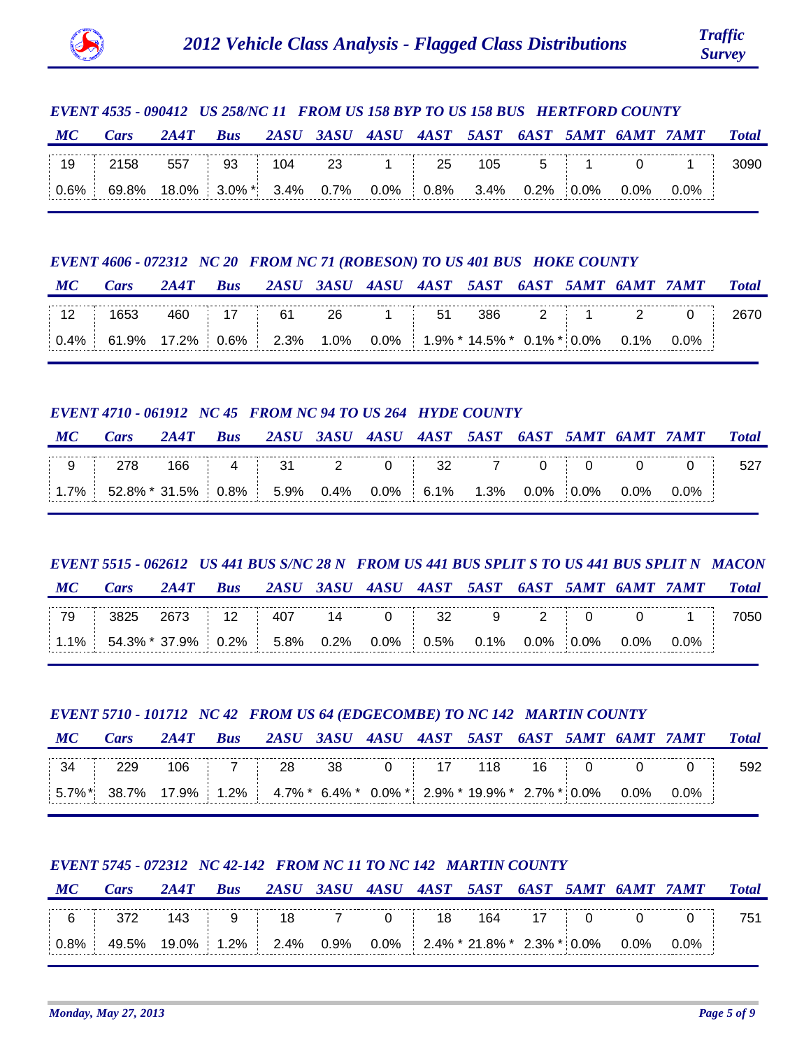# 2012 Vehicle Class Analysis - Flagged Class Distributions

*Traffic Survey*

### EVENT 4535 - 090412 US 258/NC 11 FROM US 158 BYP TO US 158 BUS HERTFORD COUNTY

| MC | Cars | 2A4T | Bus | 2ASU | 3ASU | 4ASU | 4AST | 5AST | 6AST | 5AMT | 6AMT | 7AMT | Total |
|---|---|---|---|---|---|---|---|---|---|---|---|---|---|
| 19 | 2158 | 557 | 93 | 104 | 23 | 1 | 25 | 105 | 5 | 1 | 0 | 1 | 3090 |
| 0.6% | 69.8% | 18.0% | 3.0% * | 3.4% | 0.7% | 0.0% | 0.8% | 3.4% | 0.2% | 0.0% | 0.0% | 0.0% | |

### EVENT 4606 - 072312 NC 20 FROM NC 71 (ROBESON) TO US 401 BUS HOKE COUNTY

| MC | Cars | 2A4T | Bus | 2ASU | 3ASU | 4ASU | 4AST | 5AST | 6AST | 5AMT | 6AMT | 7AMT | Total |
|---|---|---|---|---|---|---|---|---|---|---|---|---|---|
| 12 | 1653 | 460 | 17 | 61 | 26 | 1 | 51 | 386 | 2 | 1 | 2 | 0 | 2670 |
| 0.4% | 61.9% | 17.2% | 0.6% | 2.3% | 1.0% | 0.0% | 1.9% * | 14.5% * | 0.1% * | 0.0% | 0.1% | 0.0% | |

### EVENT 4710 - 061912 NC 45 FROM NC 94 TO US 264 HYDE COUNTY

| MC | Cars | 2A4T | Bus | 2ASU | 3ASU | 4ASU | 4AST | 5AST | 6AST | 5AMT | 6AMT | 7AMT | Total |
|---|---|---|---|---|---|---|---|---|---|---|---|---|---|
| 9 | 278 | 166 | 4 | 31 | 2 | 0 | 32 | 7 | 0 | 0 | 0 | 0 | 527 |
| 1.7% | 52.8% * | 31.5% | 0.8% | 5.9% | 0.4% | 0.0% | 6.1% | 1.3% | 0.0% | 0.0% | 0.0% | 0.0% | |

### EVENT 5515 - 062612 US 441 BUS S/NC 28 N FROM US 441 BUS SPLIT S TO US 441 BUS SPLIT N MACON

| MC | Cars | 2A4T | Bus | 2ASU | 3ASU | 4ASU | 4AST | 5AST | 6AST | 5AMT | 6AMT | 7AMT | Total |
|---|---|---|---|---|---|---|---|---|---|---|---|---|---|
| 79 | 3825 | 2673 | 12 | 407 | 14 | 0 | 32 | 9 | 2 | 0 | 0 | 1 | 7050 |
| 1.1% | 54.3% * | 37.9% | 0.2% | 5.8% | 0.2% | 0.0% | 0.5% | 0.1% | 0.0% | 0.0% | 0.0% | 0.0% | |

### EVENT 5710 - 101712 NC 42 FROM US 64 (EDGECOMBE) TO NC 142 MARTIN COUNTY

| MC | Cars | 2A4T | Bus | 2ASU | 3ASU | 4ASU | 4AST | 5AST | 6AST | 5AMT | 6AMT | 7AMT | Total |
|---|---|---|---|---|---|---|---|---|---|---|---|---|---|
| 34 | 229 | 106 | 7 | 28 | 38 | 0 | 17 | 118 | 16 | 0 | 0 | 0 | 592 |
| 5.7% * | 38.7% | 17.9% | 1.2% | 4.7% * | 6.4% * | 0.0% * | 2.9% * | 19.9% * | 2.7% * | 0.0% | 0.0% | 0.0% | |

### EVENT 5745 - 072312 NC 42-142 FROM NC 11 TO NC 142 MARTIN COUNTY

| MC | Cars | 2A4T | Bus | 2ASU | 3ASU | 4ASU | 4AST | 5AST | 6AST | 5AMT | 6AMT | 7AMT | Total |
|---|---|---|---|---|---|---|---|---|---|---|---|---|---|
| 6 | 372 | 143 | 9 | 18 | 7 | 0 | 18 | 164 | 17 | 0 | 0 | 0 | 751 |
| 0.8% | 49.5% | 19.0% | 1.2% | 2.4% | 0.9% | 0.0% | 2.4% * | 21.8% * | 2.3% * | 0.0% | 0.0% | 0.0% | |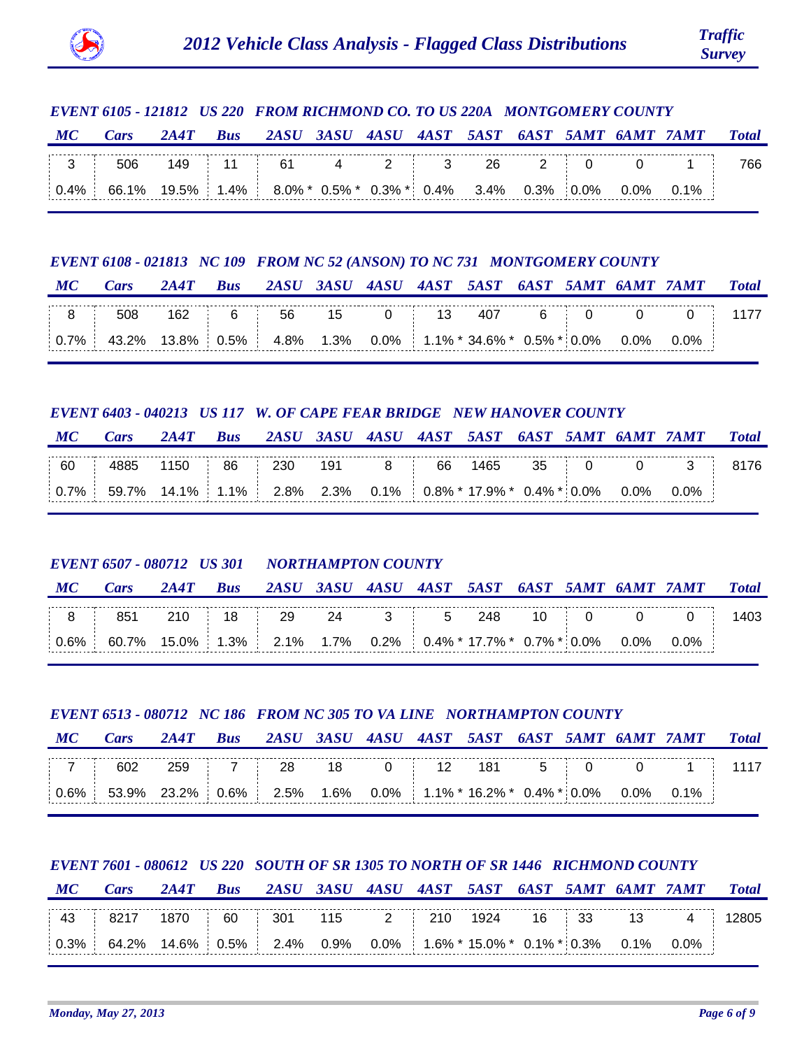# 2012 Vehicle Class Analysis - Flagged Class Distributions

*Traffic Survey*

### *EVENT 6105 - 121812 US 220 FROM RICHMOND CO. TO US 220A MONTGOMERY COUNTY*

| MC | Cars | 2A4T | Bus | 2ASU | 3ASU | 4ASU | 4AST | 5AST | 6AST | 5AMT | 6AMT | 7AMT | Total |
|---|---|---|---|---|---|---|---|---|---|---|---|---|---|
| 3 | 506 | 149 | 11 | 61 | 4 | 2 | 3 | 26 | 2 | 0 | 0 | 1 | 766 |
| 0.4% | 66.1% | 19.5% | 1.4% | 8.0% * | 0.5% * | 0.3% * | 0.4% | 3.4% | 0.3% | 0.0% | 0.0% | 0.1% | |

### *EVENT 6108 - 021813 NC 109 FROM NC 52 (ANSON) TO NC 731 MONTGOMERY COUNTY*

| MC | Cars | 2A4T | Bus | 2ASU | 3ASU | 4ASU | 4AST | 5AST | 6AST | 5AMT | 6AMT | 7AMT | Total |
|---|---|---|---|---|---|---|---|---|---|---|---|---|---|
| 8 | 508 | 162 | 6 | 56 | 15 | 0 | 13 | 407 | 6 | 0 | 0 | 0 | 1177 |
| 0.7% | 43.2% | 13.8% | 0.5% | 4.8% | 1.3% | 0.0% | 1.1% * | 34.6% * | 0.5% * | 0.0% | 0.0% | 0.0% | |

### *EVENT 6403 - 040213 US 117 W. OF CAPE FEAR BRIDGE NEW HANOVER COUNTY*

| MC | Cars | 2A4T | Bus | 2ASU | 3ASU | 4ASU | 4AST | 5AST | 6AST | 5AMT | 6AMT | 7AMT | Total |
|---|---|---|---|---|---|---|---|---|---|---|---|---|---|
| 60 | 4885 | 1150 | 86 | 230 | 191 | 8 | 66 | 1465 | 35 | 0 | 0 | 3 | 8176 |
| 0.7% | 59.7% | 14.1% | 1.1% | 2.8% | 2.3% | 0.1% | 0.8% * | 17.9% * | 0.4% * | 0.0% | 0.0% | 0.0% | |

### *EVENT 6507 - 080712 US 301 NORTHAMPTON COUNTY*

| MC | Cars | 2A4T | Bus | 2ASU | 3ASU | 4ASU | 4AST | 5AST | 6AST | 5AMT | 6AMT | 7AMT | Total |
|---|---|---|---|---|---|---|---|---|---|---|---|---|---|
| 8 | 851 | 210 | 18 | 29 | 24 | 3 | 5 | 248 | 10 | 0 | 0 | 0 | 1403 |
| 0.6% | 60.7% | 15.0% | 1.3% | 2.1% | 1.7% | 0.2% | 0.4% * | 17.7% * | 0.7% * | 0.0% | 0.0% | 0.0% | |

### *EVENT 6513 - 080712 NC 186 FROM NC 305 TO VA LINE NORTHAMPTON COUNTY*

| MC | Cars | 2A4T | Bus | 2ASU | 3ASU | 4ASU | 4AST | 5AST | 6AST | 5AMT | 6AMT | 7AMT | Total |
|---|---|---|---|---|---|---|---|---|---|---|---|---|---|
| 7 | 602 | 259 | 7 | 28 | 18 | 0 | 12 | 181 | 5 | 0 | 0 | 1 | 1117 |
| 0.6% | 53.9% | 23.2% | 0.6% | 2.5% | 1.6% | 0.0% | 1.1% * | 16.2% * | 0.4% * | 0.0% | 0.0% | 0.1% | |

### *EVENT 7601 - 080612 US 220 SOUTH OF SR 1305 TO NORTH OF SR 1446 RICHMOND COUNTY*

| MC | Cars | 2A4T | Bus | 2ASU | 3ASU | 4ASU | 4AST | 5AST | 6AST | 5AMT | 6AMT | 7AMT | Total |
|---|---|---|---|---|---|---|---|---|---|---|---|---|---|
| 43 | 8217 | 1870 | 60 | 301 | 115 | 2 | 210 | 1924 | 16 | 33 | 13 | 4 | 12805 |
| 0.3% | 64.2% | 14.6% | 0.5% | 2.4% | 0.9% | 0.0% | 1.6% * | 15.0% * | 0.1% * | 0.3% | 0.1% | 0.0% | |

*Monday, May 27, 2013*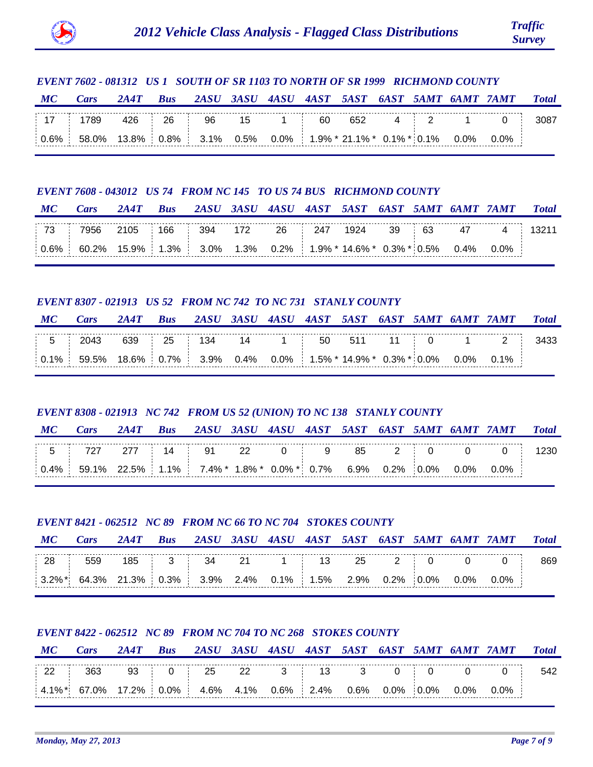# 2012 Vehicle Class Analysis - Flagged Class Distributions

*Traffic Survey*

### EVENT 7602 - 081312 US 1 SOUTH OF SR 1103 TO NORTH OF SR 1999 RICHMOND COUNTY

| MC | Cars | 2A4T | Bus | 2ASU | 3ASU | 4ASU | 4AST | 5AST | 6AST | 5AMT | 6AMT | 7AMT | Total |
|---|---|---|---|---|---|---|---|---|---|---|---|---|---|
| 17 | 1789 | 426 | 26 | 96 | 15 | 1 | 60 | 652 | 4 | 2 | 1 | 0 | 3087 |
| 0.6% | 58.0% | 13.8% | 0.8% | 3.1% | 0.5% | 0.0% | 1.9% * | 21.1% * | 0.1% * | 0.1% | 0.0% | 0.0% | |

### EVENT 7608 - 043012 US 74 FROM NC 145 TO US 74 BUS RICHMOND COUNTY

| MC | Cars | 2A4T | Bus | 2ASU | 3ASU | 4ASU | 4AST | 5AST | 6AST | 5AMT | 6AMT | 7AMT | Total |
|---|---|---|---|---|---|---|---|---|---|---|---|---|---|
| 73 | 7956 | 2105 | 166 | 394 | 172 | 26 | 247 | 1924 | 39 | 63 | 47 | 4 | 13211 |
| 0.6% | 60.2% | 15.9% | 1.3% | 3.0% | 1.3% | 0.2% | 1.9% * | 14.6% * | 0.3% * | 0.5% | 0.4% | 0.0% | |

### EVENT 8307 - 021913 US 52 FROM NC 742 TO NC 731 STANLY COUNTY

| MC | Cars | 2A4T | Bus | 2ASU | 3ASU | 4ASU | 4AST | 5AST | 6AST | 5AMT | 6AMT | 7AMT | Total |
|---|---|---|---|---|---|---|---|---|---|---|---|---|---|
| 5 | 2043 | 639 | 25 | 134 | 14 | 1 | 50 | 511 | 11 | 0 | 1 | 2 | 3433 |
| 0.1% | 59.5% | 18.6% | 0.7% | 3.9% | 0.4% | 0.0% | 1.5% * | 14.9% * | 0.3% * | 0.0% | 0.0% | 0.1% | |

### EVENT 8308 - 021913 NC 742 FROM US 52 (UNION) TO NC 138 STANLY COUNTY

| MC | Cars | 2A4T | Bus | 2ASU | 3ASU | 4ASU | 4AST | 5AST | 6AST | 5AMT | 6AMT | 7AMT | Total |
|---|---|---|---|---|---|---|---|---|---|---|---|---|---|
| 5 | 727 | 277 | 14 | 91 | 22 | 0 | 9 | 85 | 2 | 0 | 0 | 0 | 1230 |
| 0.4% | 59.1% | 22.5% | 1.1% | 7.4% * | 1.8% * | 0.0% * | 0.7% | 6.9% | 0.2% | 0.0% | 0.0% | 0.0% | |

### EVENT 8421 - 062512 NC 89 FROM NC 66 TO NC 704 STOKES COUNTY

| MC | Cars | 2A4T | Bus | 2ASU | 3ASU | 4ASU | 4AST | 5AST | 6AST | 5AMT | 6AMT | 7AMT | Total |
|---|---|---|---|---|---|---|---|---|---|---|---|---|---|
| 28 | 559 | 185 | 3 | 34 | 21 | 1 | 13 | 25 | 2 | 0 | 0 | 0 | 869 |
| 3.2% * | 64.3% | 21.3% | 0.3% | 3.9% | 2.4% | 0.1% | 1.5% | 2.9% | 0.2% | 0.0% | 0.0% | 0.0% | |

### EVENT 8422 - 062512 NC 89 FROM NC 704 TO NC 268 STOKES COUNTY

| MC | Cars | 2A4T | Bus | 2ASU | 3ASU | 4ASU | 4AST | 5AST | 6AST | 5AMT | 6AMT | 7AMT | Total |
|---|---|---|---|---|---|---|---|---|---|---|---|---|---|
| 22 | 363 | 93 | 0 | 25 | 22 | 3 | 13 | 3 | 0 | 0 | 0 | 0 | 542 |
| 4.1% * | 67.0% | 17.2% | 0.0% | 4.6% | 4.1% | 0.6% | 2.4% | 0.6% | 0.0% | 0.0% | 0.0% | 0.0% | |

*Monday, May 27, 2013*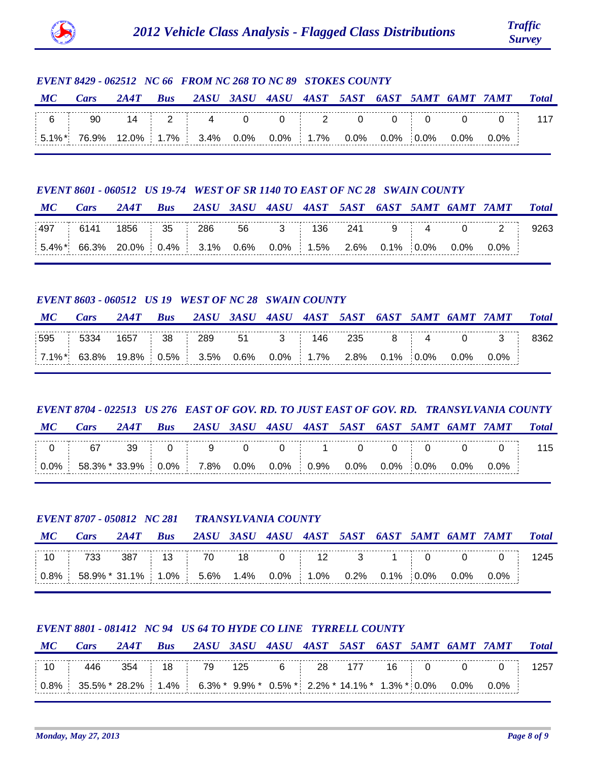### EVENT 8429 - 062512 NC 66 FROM NC 268 TO NC 89 STOKES COUNTY

| MC | Cars | 2A4T | Bus | 2ASU | 3ASU | 4ASU | 4AST | 5AST | 6AST | 5AMT | 6AMT | 7AMT | Total |
|---|---|---|---|---|---|---|---|---|---|---|---|---|---|
| 6 | 90 | 14 | 2 | 4 | 0 | 0 | 2 | 0 | 0 | 0 | 0 | 0 | 117 |
| 5.1%* | 76.9% | 12.0% | 1.7% | 3.4% | 0.0% | 0.0% | 1.7% | 0.0% | 0.0% | 0.0% | 0.0% | 0.0% | |

### EVENT 8601 - 060512 US 19-74 WEST OF SR 1140 TO EAST OF NC 28 SWAIN COUNTY

| MC | Cars | 2A4T | Bus | 2ASU | 3ASU | 4ASU | 4AST | 5AST | 6AST | 5AMT | 6AMT | 7AMT | Total |
|---|---|---|---|---|---|---|---|---|---|---|---|---|---|
| 497 | 6141 | 1856 | 35 | 286 | 56 | 3 | 136 | 241 | 9 | 4 | 0 | 2 | 9263 |
| 5.4%* | 66.3% | 20.0% | 0.4% | 3.1% | 0.6% | 0.0% | 1.5% | 2.6% | 0.1% | 0.0% | 0.0% | 0.0% | |

### EVENT 8603 - 060512 US 19 WEST OF NC 28 SWAIN COUNTY

| MC | Cars | 2A4T | Bus | 2ASU | 3ASU | 4ASU | 4AST | 5AST | 6AST | 5AMT | 6AMT | 7AMT | Total |
|---|---|---|---|---|---|---|---|---|---|---|---|---|---|
| 595 | 5334 | 1657 | 38 | 289 | 51 | 3 | 146 | 235 | 8 | 4 | 0 | 3 | 8362 |
| 7.1%* | 63.8% | 19.8% | 0.5% | 3.5% | 0.6% | 0.0% | 1.7% | 2.8% | 0.1% | 0.0% | 0.0% | 0.0% | |

### EVENT 8704 - 022513 US 276 EAST OF GOV. RD. TO JUST EAST OF GOV. RD. TRANSYLVANIA COUNTY

| MC | Cars | 2A4T | Bus | 2ASU | 3ASU | 4ASU | 4AST | 5AST | 6AST | 5AMT | 6AMT | 7AMT | Total |
|---|---|---|---|---|---|---|---|---|---|---|---|---|---|
| 0 | 67 | 39 | 0 | 9 | 0 | 0 | 1 | 0 | 0 | 0 | 0 | 0 | 115 |
| 0.0% | 58.3% * | 33.9% | 0.0% | 7.8% | 0.0% | 0.0% | 0.9% | 0.0% | 0.0% | 0.0% | 0.0% | 0.0% | |

### EVENT 8707 - 050812 NC 281 TRANSYLVANIA COUNTY

| MC | Cars | 2A4T | Bus | 2ASU | 3ASU | 4ASU | 4AST | 5AST | 6AST | 5AMT | 6AMT | 7AMT | Total |
|---|---|---|---|---|---|---|---|---|---|---|---|---|---|
| 10 | 733 | 387 | 13 | 70 | 18 | 0 | 12 | 3 | 1 | 0 | 0 | 0 | 1245 |
| 0.8% | 58.9% * | 31.1% | 1.0% | 5.6% | 1.4% | 0.0% | 1.0% | 0.2% | 0.1% | 0.0% | 0.0% | 0.0% | |

### EVENT 8801 - 081412 NC 94 US 64 TO HYDE CO LINE TYRRELL COUNTY

| MC | Cars | 2A4T | Bus | 2ASU | 3ASU | 4ASU | 4AST | 5AST | 6AST | 5AMT | 6AMT | 7AMT | Total |
|---|---|---|---|---|---|---|---|---|---|---|---|---|---|
| 10 | 446 | 354 | 18 | 79 | 125 | 6 | 28 | 177 | 16 | 0 | 0 | 0 | 1257 |
| 0.8% | 35.5% * | 28.2% | 1.4% | 6.3% * | 9.9% * | 0.5% * | 2.2% * | 14.1% * | 1.3% * | 0.0% | 0.0% | 0.0% | |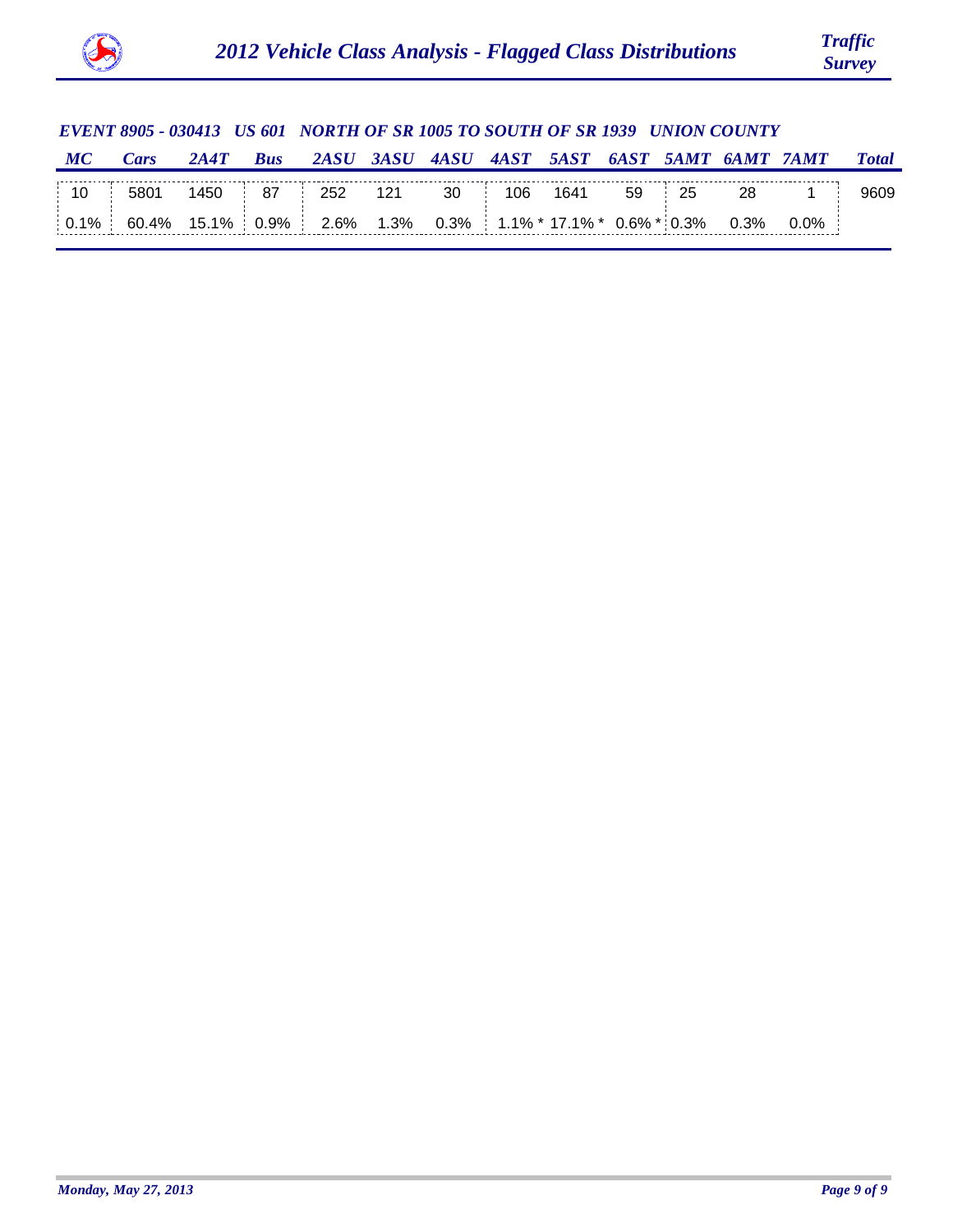### *EVENT 8905 - 030413 US 601 NORTH OF SR 1005 TO SOUTH OF SR 1939 UNION COUNTY*

| MC | Cars | 2A4T | Bus | 2ASU | 3ASU | 4ASU | 4AST | 5AST | 6AST | 5AMT | 6AMT | 7AMT | Total |
|---|---|---|---|---|---|---|---|---|---|---|---|---|---|
| 10 | 5801 | 1450 | 87 | 252 | 121 | 30 | 106 | 1641 | 59 | 25 | 28 | 1 | 9609 |
| 0.1% | 60.4% | 15.1% | 0.9% | 2.6% | 1.3% | 0.3% | 1.1% * | 17.1% * | 0.6% * | 0.3% | 0.3% | 0.0% | |